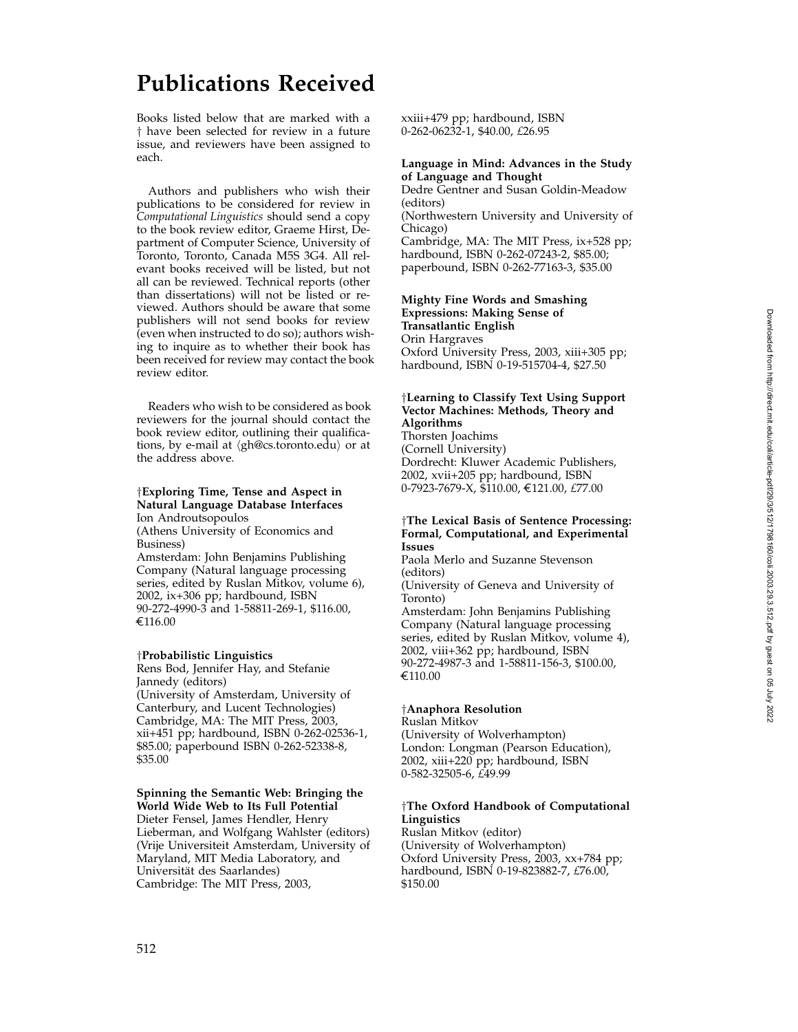# Publications Received

Books listed below that are marked with a † have been selected for review in a future issue, and reviewers have been assigned to each.

Authors and publishers who wish their publications to be considered for review in *Computational Linguistics* should send a copy to the book review editor, Graeme Hirst, Department of Computer Science, University of Toronto, Toronto, Canada M5S 3G4. All relevant books received will be listed, but not all can be reviewed. Technical reports (other than dissertations) will not be listed or reviewed. Authors should be aware that some publishers will not send books for review (even when instructed to do so); authors wishing to inquire as to whether their book has been received for review may contact the book review editor.

Readers who wish to be considered as book reviewers for the journal should contact the book review editor, outlining their qualifications, by e-mail at ⟨gh@cs.toronto.edu⟩ or at the address above.

†**Exploring Time, Tense and Aspect in Natural Language Database Interfaces**
Ion Androutsopoulos
(Athens University of Economics and Business)
Amsterdam: John Benjamins Publishing Company (Natural language processing series, edited by Ruslan Mitkov, volume 6), 2002, ix+306 pp; hardbound, ISBN 90-272-4990-3 and 1-58811-269-1, $116.00, €116.00

†**Probabilistic Linguistics**
Rens Bod, Jennifer Hay, and Stefanie Jannedy (editors)
(University of Amsterdam, University of Canterbury, and Lucent Technologies)
Cambridge, MA: The MIT Press, 2003, xii+451 pp; hardbound, ISBN 0-262-02536-1, $85.00; paperbound ISBN 0-262-52338-8, $35.00

**Spinning the Semantic Web: Bringing the World Wide Web to Its Full Potential**
Dieter Fensel, James Hendler, Henry Lieberman, and Wolfgang Wahlster (editors)
(Vrije Universiteit Amsterdam, University of Maryland, MIT Media Laboratory, and Universität des Saarlandes)
Cambridge: The MIT Press, 2003, xxiii+479 pp; hardbound, ISBN 0-262-06232-1, $40.00, £26.95

**Language in Mind: Advances in the Study of Language and Thought**
Dedre Gentner and Susan Goldin-Meadow (editors)
(Northwestern University and University of Chicago)
Cambridge, MA: The MIT Press, ix+528 pp; hardbound, ISBN 0-262-07243-2, $85.00; paperbound, ISBN 0-262-77163-3, $35.00

**Mighty Fine Words and Smashing Expressions: Making Sense of Transatlantic English**
Orin Hargraves
Oxford University Press, 2003, xiii+305 pp; hardbound, ISBN 0-19-515704-4, $27.50

†**Learning to Classify Text Using Support Vector Machines: Methods, Theory and Algorithms**
Thorsten Joachims
(Cornell University)
Dordrecht: Kluwer Academic Publishers, 2002, xvii+205 pp; hardbound, ISBN 0-7923-7679-X, $110.00, €121.00, £77.00

†**The Lexical Basis of Sentence Processing: Formal, Computational, and Experimental Issues**
Paola Merlo and Suzanne Stevenson (editors)
(University of Geneva and University of Toronto)
Amsterdam: John Benjamins Publishing Company (Natural language processing series, edited by Ruslan Mitkov, volume 4), 2002, viii+362 pp; hardbound, ISBN 90-272-4987-3 and 1-58811-156-3, $100.00, €110.00

†**Anaphora Resolution**
Ruslan Mitkov
(University of Wolverhampton)
London: Longman (Pearson Education), 2002, xiii+220 pp; hardbound, ISBN 0-582-32505-6, £49.99

†**The Oxford Handbook of Computational Linguistics**
Ruslan Mitkov (editor)
(University of Wolverhampton)
Oxford University Press, 2003, xx+784 pp; hardbound, ISBN 0-19-823882-7, £76.00, $150.00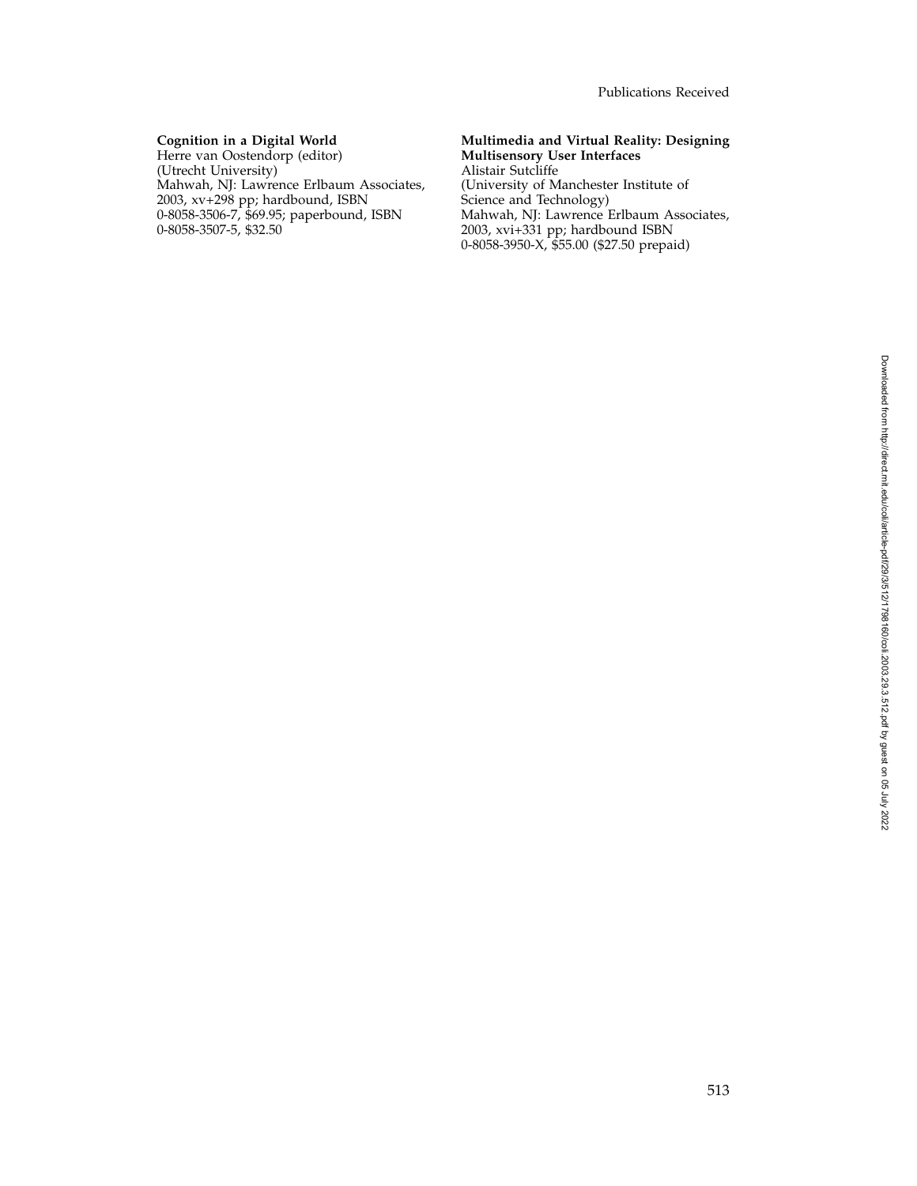**Cognition in a Digital World**
Herre van Oostendorp (editor)
(Utrecht University)
Mahwah, NJ: Lawrence Erlbaum Associates, 2003, xv+298 pp; hardbound, ISBN 0-8058-3506-7, $69.95; paperbound, ISBN 0-8058-3507-5, $32.50

**Multimedia and Virtual Reality: Designing Multisensory User Interfaces**
Alistair Sutcliffe
(University of Manchester Institute of Science and Technology)
Mahwah, NJ: Lawrence Erlbaum Associates, 2003, xvi+331 pp; hardbound ISBN 0-8058-3950-X, $55.00 ($27.50 prepaid)